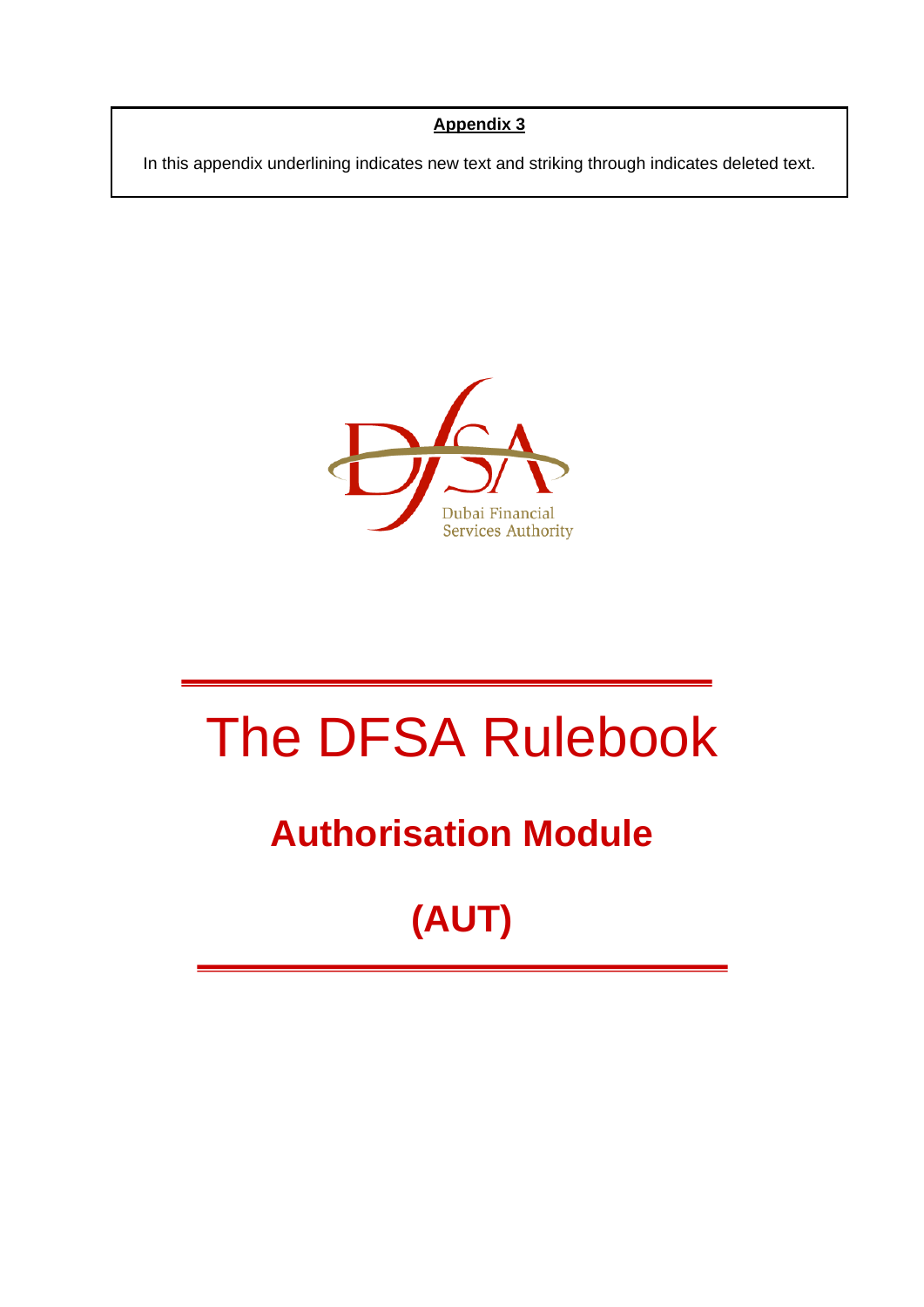**Appendix 3**

In this appendix underlining indicates new text and striking through indicates deleted text.

Dubai Financial Services Authority

# The DFSA Rulebook

## Authorisation Module

## (AUT)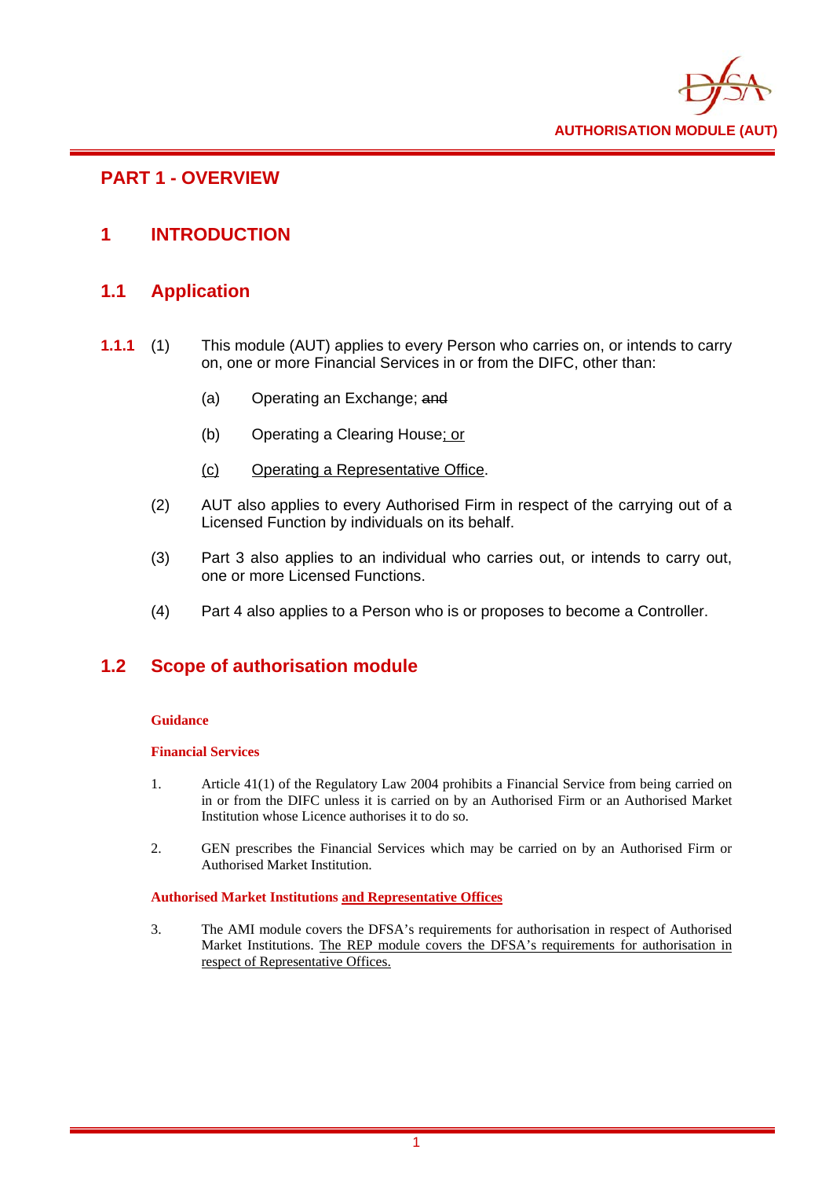# PART 1 - OVERVIEW

## 1 INTRODUCTION

### 1.1 Application

**1.1.1** (1) This module (AUT) applies to every Person who carries on, or intends to carry on, one or more Financial Services in or from the DIFC, other than:

(a) Operating an Exchange; ~~and~~

(b) Operating a Clearing House<u>; or</u>

<u>(c)</u> <u>Operating a Representative Office</u>.

(2) AUT also applies to every Authorised Firm in respect of the carrying out of a Licensed Function by individuals on its behalf.

(3) Part 3 also applies to an individual who carries out, or intends to carry out, one or more Licensed Functions.

(4) Part 4 also applies to a Person who is or proposes to become a Controller.

### 1.2 Scope of authorisation module

**Guidance**

**Financial Services**

1. Article 41(1) of the Regulatory Law 2004 prohibits a Financial Service from being carried on in or from the DIFC unless it is carried on by an Authorised Firm or an Authorised Market Institution whose Licence authorises it to do so.

2. GEN prescribes the Financial Services which may be carried on by an Authorised Firm or Authorised Market Institution.

**Authorised Market Institutions <u>and Representative Offices</u>**

3. The AMI module covers the DFSA's requirements for authorisation in respect of Authorised Market Institutions. <u>The REP module covers the DFSA's requirements for authorisation in respect of Representative Offices.</u>